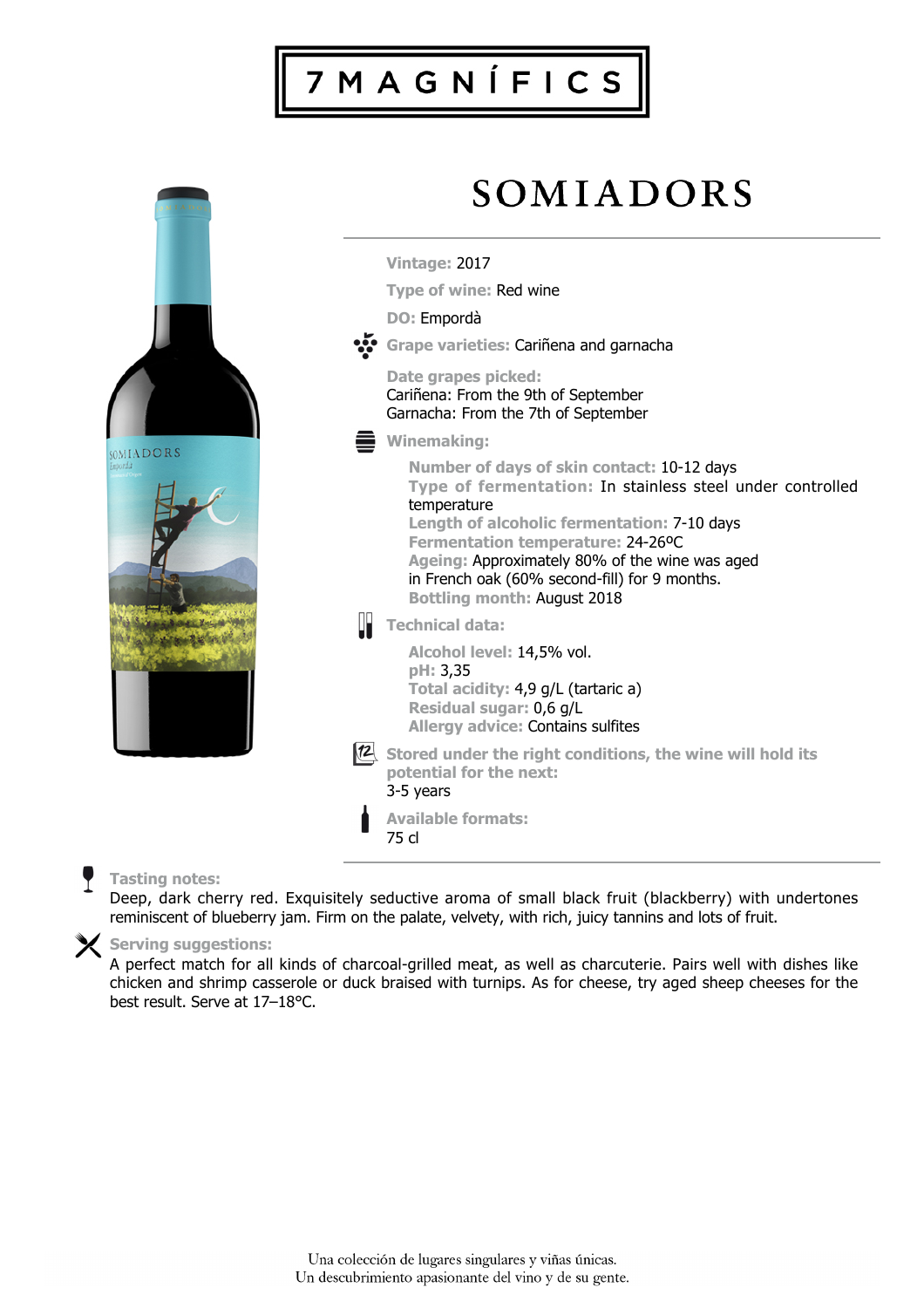# 7 MAGNÍFICS

## SOMIADORS

**Vintage:** 2017

**Type of wine:** Red wine

**DO:** Empordà

**Grape varieties:** Cariñena and garnacha

**Date grapes picked:**
Cariñena: From the 9th of September
Garnacha: From the 7th of September

**Winemaking:**

- **Number of days of skin contact:** 10-12 days
- **Type of fermentation:** In stainless steel under controlled temperature
- **Length of alcoholic fermentation:** 7-10 days
- **Fermentation temperature:** 24-26ºC
- **Ageing:** Approximately 80% of the wine was aged in French oak (60% second-fill) for 9 months.
- **Bottling month:** August 2018

**Technical data:**

- **Alcohol level:** 14,5% vol.
- **pH:** 3,35
- **Total acidity:** 4,9 g/L (tartaric a)
- **Residual sugar:** 0,6 g/L
- **Allergy advice:** Contains sulfites

**Stored under the right conditions, the wine will hold its potential for the next:**
3-5 years

**Available formats:**
75 cl

**Tasting notes:**
Deep, dark cherry red. Exquisitely seductive aroma of small black fruit (blackberry) with undertones reminiscent of blueberry jam. Firm on the palate, velvety, with rich, juicy tannins and lots of fruit.

**Serving suggestions:**
A perfect match for all kinds of charcoal-grilled meat, as well as charcuterie. Pairs well with dishes like chicken and shrimp casserole or duck braised with turnips. As for cheese, try aged sheep cheeses for the best result. Serve at 17–18°C.

Una colección de lugares singulares y viñas únicas.
Un descubrimiento apasionante del vino y de su gente.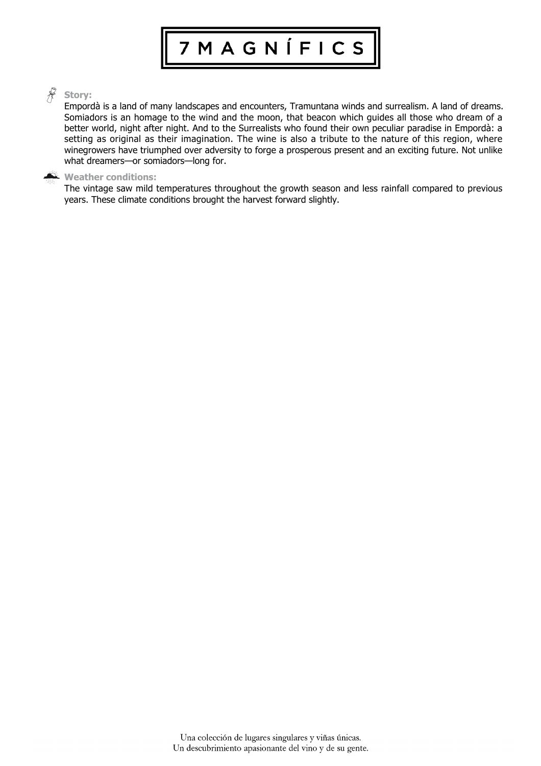**Story:**

Empordà is a land of many landscapes and encounters, Tramuntana winds and surrealism. A land of dreams. Somiadors is an homage to the wind and the moon, that beacon which guides all those who dream of a better world, night after night. And to the Surrealists who found their own peculiar paradise in Empordà: a setting as original as their imagination. The wine is also a tribute to the nature of this region, where winegrowers have triumphed over adversity to forge a prosperous present and an exciting future. Not unlike what dreamers—or somiadors—long for.

**Weather conditions:**

The vintage saw mild temperatures throughout the growth season and less rainfall compared to previous years. These climate conditions brought the harvest forward slightly.